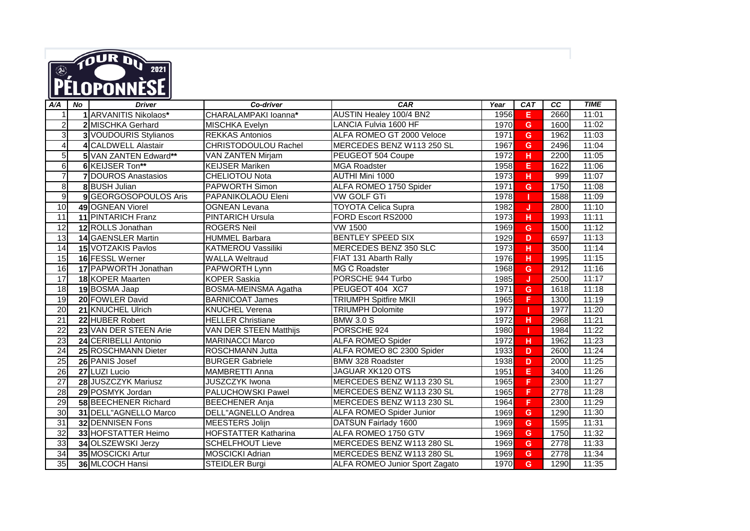# TOUR DU PÉLOPONNÈSE 2021

| A/A | No | Driver | Co-driver | CAR | Year | CAT | CC | TIME |
|---|---|---|---|---|---|---|---|---|
| 1 | 1 | ARVANITIS Nikolaos* | CHARALAMPAKI Ioanna* | AUSTIN Healey 100/4 BN2 | 1956 | E | 2660 | 11:01 |
| 2 | 2 | MISCHKA Gerhard | MISCHKA Evelyn | LANCIA Fulvia 1600 HF | 1970 | G | 1600 | 11:02 |
| 3 | 3 | VOUDOURIS Stylianos | REKKAS Antonios | ALFA ROMEO GT 2000 Veloce | 1971 | G | 1962 | 11:03 |
| 4 | 4 | CALDWELL Alastair | CHRISTODOULOU Rachel | MERCEDES BENZ W113 250 SL | 1967 | G | 2496 | 11:04 |
| 5 | 5 | VAN ZANTEN Edward** | VAN ZANTEN Mirjam | PEUGEOT 504 Coupe | 1972 | H | 2200 | 11:05 |
| 6 | 6 | KEIJSER Ton** | KEIJSER Mariken | MGA Roadster | 1958 | E | 1622 | 11:06 |
| 7 | 7 | DOUROS Anastasios | CHELIOTOU Nota | AUTHI Mini 1000 | 1973 | H | 999 | 11:07 |
| 8 | 8 | BUSH Julian | PAPWORTH Simon | ALFA ROMEO 1750 Spider | 1971 | G | 1750 | 11:08 |
| 9 | 9 | GEORGOSOPOULOS Aris | PAPANIKOLAOU Eleni | VW GOLF GTi | 1978 | I | 1588 | 11:09 |
| 10 | 49 | OGNEAN Viorel | OGNEAN Levana | TOYOTA Celica Supra | 1982 | J | 2800 | 11:10 |
| 11 | 11 | PINTARICH Franz | PINTARICH Ursula | FORD Escort RS2000 | 1973 | H | 1993 | 11:11 |
| 12 | 12 | ROLLS Jonathan | ROGERS Neil | VW 1500 | 1969 | G | 1500 | 11:12 |
| 13 | 14 | GAENSLER Martin | HUMMEL Barbara | BENTLEY SPEED SIX | 1929 | D | 6597 | 11:13 |
| 14 | 15 | VOTZAKIS Pavlos | KATMEROU Vassiliki | MERCEDES BENZ 350 SLC | 1973 | H | 3500 | 11:14 |
| 15 | 16 | FESSL Werner | WALLA Weltraud | FIAT 131 Abarth Rally | 1976 | H | 1995 | 11:15 |
| 16 | 17 | PAPWORTH Jonathan | PAPWORTH Lynn | MG C Roadster | 1968 | G | 2912 | 11:16 |
| 17 | 18 | KOPER Maarten | KOPER Saskia | PORSCHE 944 Turbo | 1985 | J | 2500 | 11:17 |
| 18 | 19 | BOSMA Jaap | BOSMA-MEINSMA Agatha | PEUGEOT 404 XC7 | 1971 | G | 1618 | 11:18 |
| 19 | 20 | FOWLER David | BARNICOAT James | TRIUMPH Spitfire MKII | 1965 | F | 1300 | 11:19 |
| 20 | 21 | KNUCHEL Ulrich | KNUCHEL Verena | TRIUMPH Dolomite | 1977 | I | 1977 | 11:20 |
| 21 | 22 | HUBER Robert | HELLER Christiane | BMW 3.0 S | 1972 | H | 2968 | 11:21 |
| 22 | 23 | VAN DER STEEN Arie | VAN DER STEEN Matthijs | PORSCHE 924 | 1980 | I | 1984 | 11:22 |
| 23 | 24 | CERIBELLI Antonio | MARINACCI Marco | ALFA ROMEO Spider | 1972 | H | 1962 | 11:23 |
| 24 | 25 | ROSCHMANN Dieter | ROSCHMANN Jutta | ALFA ROMEO 8C 2300 Spider | 1933 | D | 2600 | 11:24 |
| 25 | 26 | PANIS Josef | BURGER Gabriele | BMW 328 Roadster | 1938 | D | 2000 | 11:25 |
| 26 | 27 | LUZI Lucio | MAMBRETTI Anna | JAGUAR XK120 OTS | 1951 | E | 3400 | 11:26 |
| 27 | 28 | JUSZCZYK Mariusz | JUSZCZYK Iwona | MERCEDES BENZ W113 230 SL | 1965 | F | 2300 | 11:27 |
| 28 | 29 | POSMYK Jordan | PALUCHOWSKI Pawel | MERCEDES BENZ W113 230 SL | 1965 | F | 2778 | 11:28 |
| 29 | 58 | BEECHENER Richard | BEECHENER Anja | MERCEDES BENZ W113 230 SL | 1964 | F | 2300 | 11:29 |
| 30 | 31 | DELL"AGNELLO Marco | DELL"AGNELLO Andrea | ALFA ROMEO Spider Junior | 1969 | G | 1290 | 11:30 |
| 31 | 32 | DENNISEN Fons | MEESTERS Jolijn | DATSUN Fairlady 1600 | 1969 | G | 1595 | 11:31 |
| 32 | 33 | HOFSTATTER Heimo | HOFSTATTER Katharina | ALFA ROMEO 1750 GTV | 1969 | G | 1750 | 11:32 |
| 33 | 34 | OLSZEWSKI Jerzy | SCHELFHOUT Lieve | MERCEDES BENZ W113 280 SL | 1969 | G | 2778 | 11:33 |
| 34 | 35 | MOSCICKI Artur | MOSCICKI Adrian | MERCEDES BENZ W113 280 SL | 1969 | G | 2778 | 11:34 |
| 35 | 36 | MLCOCH Hansi | STEIDLER Burgi | ALFA ROMEO Junior Sport Zagato | 1970 | G | 1290 | 11:35 |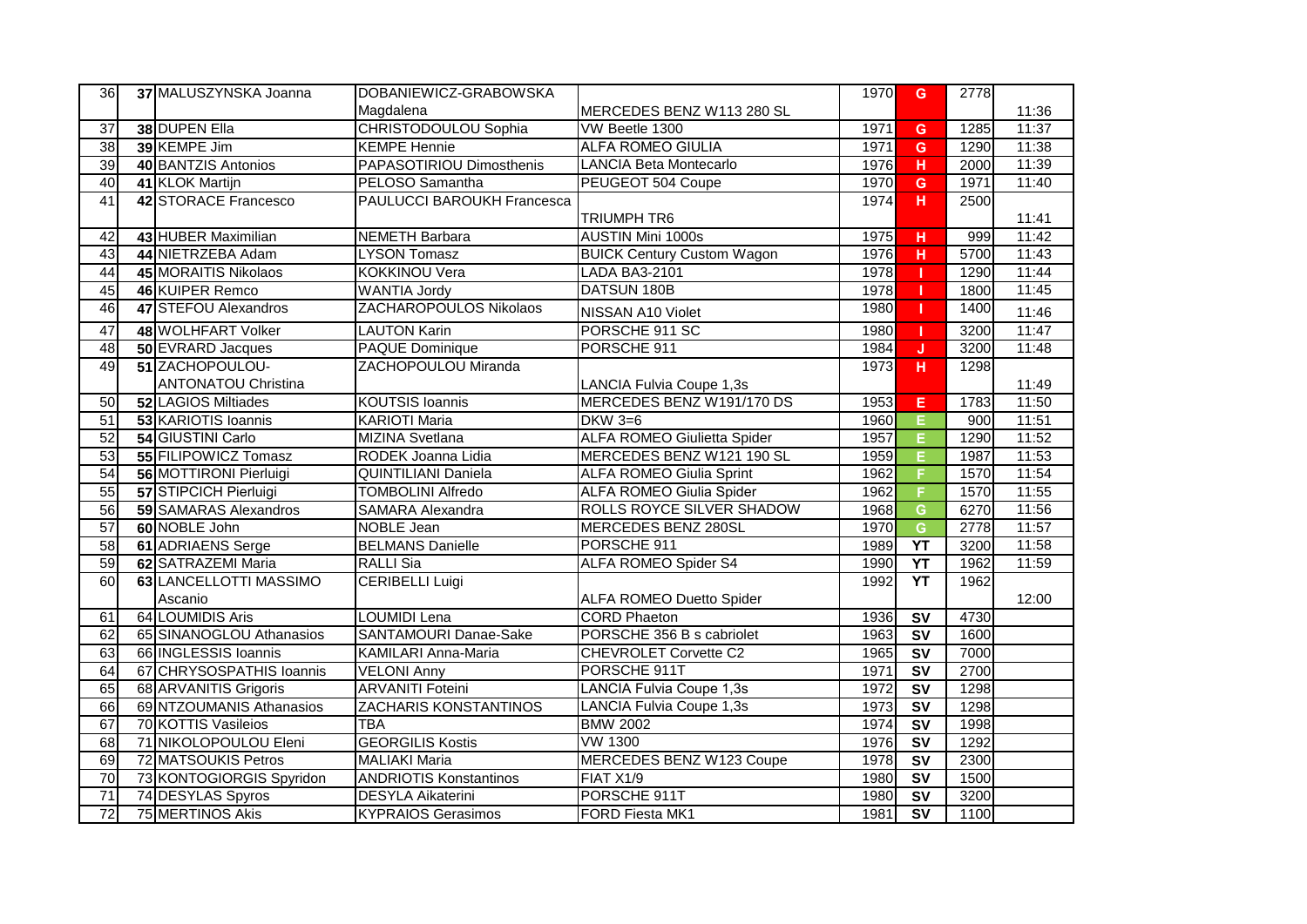| 36 | 37 | MALUSZYNSKA Joanna | DOBANIEWICZ-GRABOWSKA Magdalena | MERCEDES BENZ W113 280 SL | 1970 | G | 2778 | 11:36 |
|---|---|---|---|---|---|---|---|---|
| 37 | 38 | DUPEN Ella | CHRISTODOULOU Sophia | VW Beetle 1300 | 1971 | G | 1285 | 11:37 |
| 38 | 39 | KEMPE Jim | KEMPE Hennie | ALFA ROMEO GIULIA | 1971 | G | 1290 | 11:38 |
| 39 | 40 | BANTZIS Antonios | PAPASOTIRIOU Dimosthenis | LANCIA Beta Montecarlo | 1976 | H | 2000 | 11:39 |
| 40 | 41 | KLOK Martijn | PELOSO Samantha | PEUGEOT 504 Coupe | 1970 | G | 1971 | 11:40 |
| 41 | 42 | STORACE Francesco | PAULUCCI BAROUKH Francesca | TRIUMPH TR6 | 1974 | H | 2500 | 11:41 |
| 42 | 43 | HUBER Maximilian | NEMETH Barbara | AUSTIN Mini 1000s | 1975 | H | 999 | 11:42 |
| 43 | 44 | NIETRZEBA Adam | LYSON Tomasz | BUICK Century Custom Wagon | 1976 | H | 5700 | 11:43 |
| 44 | 45 | MORAITIS Nikolaos | KOKKINOU Vera | LADA BA3-2101 | 1978 | I | 1290 | 11:44 |
| 45 | 46 | KUIPER Remco | WANTIA Jordy | DATSUN 180B | 1978 | I | 1800 | 11:45 |
| 46 | 47 | STEFOU Alexandros | ZACHAROPOULOS Nikolaos | NISSAN A10 Violet | 1980 | I | 1400 | 11:46 |
| 47 | 48 | WOLHFART Volker | LAUTON Karin | PORSCHE 911 SC | 1980 | I | 3200 | 11:47 |
| 48 | 50 | EVRARD Jacques | PAQUE Dominique | PORSCHE 911 | 1984 | J | 3200 | 11:48 |
| 49 | 51 | ZACHOPOULOU-ANTONATOU Christina | ZACHOPOULOU Miranda | LANCIA Fulvia Coupe 1,3s | 1973 | H | 1298 | 11:49 |
| 50 | 52 | LAGIOS Miltiades | KOUTSIS Ioannis | MERCEDES BENZ W191/170 DS | 1953 | E | 1783 | 11:50 |
| 51 | 53 | KARIOTIS Ioannis | KARIOTI Maria | DKW 3=6 | 1960 | E | 900 | 11:51 |
| 52 | 54 | GIUSTINI Carlo | MIZINA Svetlana | ALFA ROMEO Giulietta Spider | 1957 | E | 1290 | 11:52 |
| 53 | 55 | FILIPOWICZ Tomasz | RODEK Joanna Lidia | MERCEDES BENZ W121 190 SL | 1959 | E | 1987 | 11:53 |
| 54 | 56 | MOTTIRONI Pierluigi | QUINTILIANI Daniela | ALFA ROMEO Giulia Sprint | 1962 | F | 1570 | 11:54 |
| 55 | 57 | STIPCICH Pierluigi | TOMBOLINI Alfredo | ALFA ROMEO Giulia Spider | 1962 | F | 1570 | 11:55 |
| 56 | 59 | SAMARAS Alexandros | SAMARA Alexandra | ROLLS ROYCE SILVER SHADOW | 1968 | G | 6270 | 11:56 |
| 57 | 60 | NOBLE John | NOBLE Jean | MERCEDES BENZ 280SL | 1970 | G | 2778 | 11:57 |
| 58 | 61 | ADRIAENS Serge | BELMANS Danielle | PORSCHE 911 | 1989 | YT | 3200 | 11:58 |
| 59 | 62 | SATRAZEMI Maria | RALLI Sia | ALFA ROMEO Spider S4 | 1990 | YT | 1962 | 11:59 |
| 60 | 63 | LANCELLOTTI MASSIMO Ascanio | CERIBELLI Luigi | ALFA ROMEO Duetto Spider | 1992 | YT | 1962 | 12:00 |
| 61 | 64 | LOUMIDIS Aris | LOUMIDI Lena | CORD Phaeton | 1936 | SV | 4730 | |
| 62 | 65 | SINANOGLOU Athanasios | SANTAMOURI Danae-Sake | PORSCHE 356 B s cabriolet | 1963 | SV | 1600 | |
| 63 | 66 | INGLESSIS Ioannis | KAMILARI Anna-Maria | CHEVROLET Corvette C2 | 1965 | SV | 7000 | |
| 64 | 67 | CHRYSOSPATHIS Ioannis | VELONI Anny | PORSCHE 911T | 1971 | SV | 2700 | |
| 65 | 68 | ARVANITIS Grigoris | ARVANITI Foteini | LANCIA Fulvia Coupe 1,3s | 1972 | SV | 1298 | |
| 66 | 69 | NTZOUMANIS Athanasios | ZACHARIS KONSTANTINOS | LANCIA Fulvia Coupe 1,3s | 1973 | SV | 1298 | |
| 67 | 70 | KOTTIS Vasileios | TBA | BMW 2002 | 1974 | SV | 1998 | |
| 68 | 71 | NIKOLOPOULOU Eleni | GEORGILIS Kostis | VW 1300 | 1976 | SV | 1292 | |
| 69 | 72 | MATSOUKIS Petros | MALIAKI Maria | MERCEDES BENZ W123 Coupe | 1978 | SV | 2300 | |
| 70 | 73 | KONTOGIORGIS Spyridon | ANDRIOTIS Konstantinos | FIAT X1/9 | 1980 | SV | 1500 | |
| 71 | 74 | DESYLAS Spyros | DESYLA Aikaterini | PORSCHE 911T | 1980 | SV | 3200 | |
| 72 | 75 | MERTINOS Akis | KYPRAIOS Gerasimos | FORD Fiesta MK1 | 1981 | SV | 1100 | |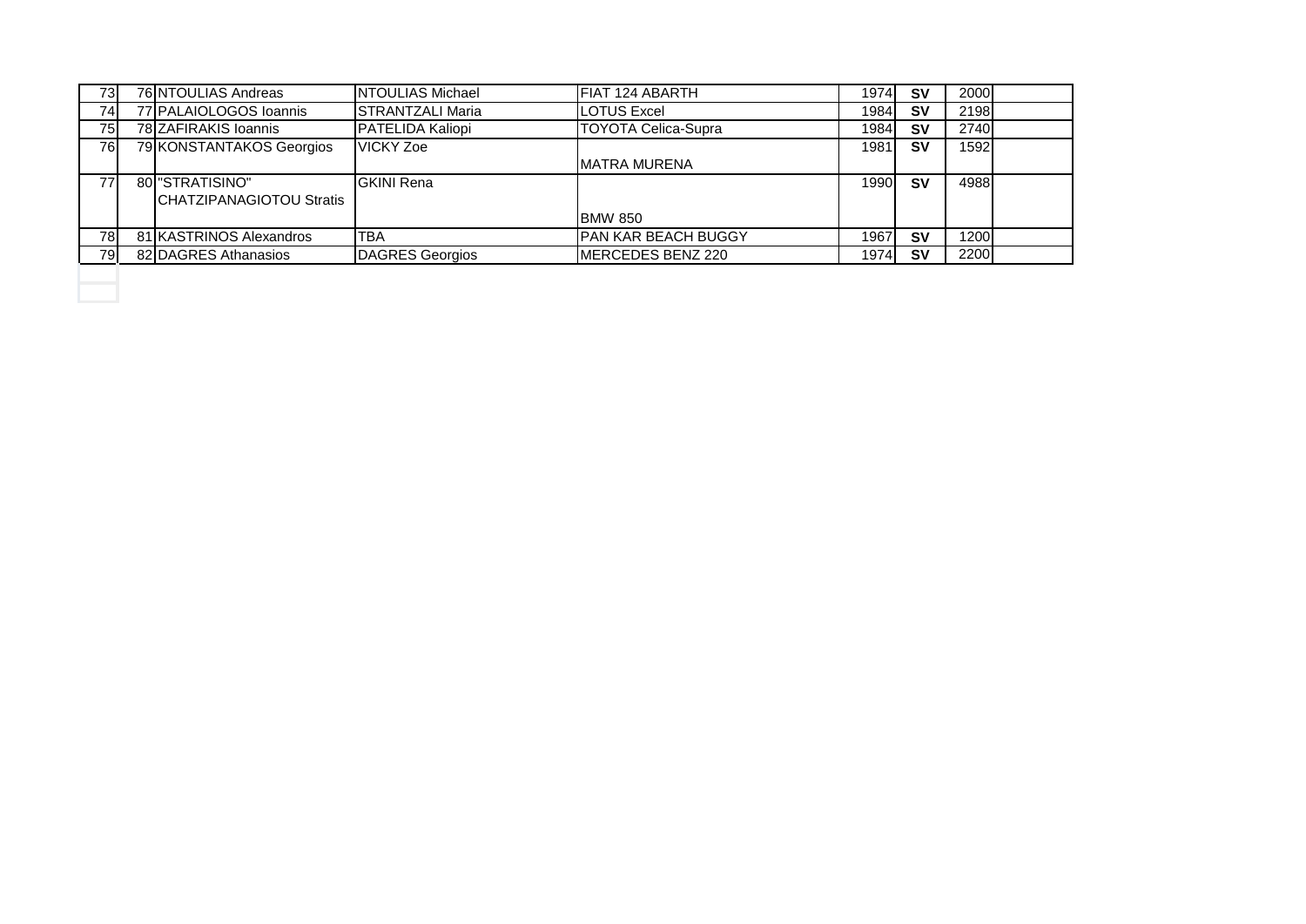| | | | | | | | | |
|---|---|---|---|---|---|---|---|---|
| 73 | 76 | NTOULIAS Andreas | NTOULIAS Michael | FIAT 124 ABARTH | 1974 | **SV** | 2000 | |
| 74 | 77 | PALAIOLOGOS Ioannis | STRANTZALI Maria | LOTUS Excel | 1984 | **SV** | 2198 | |
| 75 | 78 | ZAFIRAKIS Ioannis | PATELIDA Kaliopi | TOYOTA Celica-Supra | 1984 | **SV** | 2740 | |
| 76 | 79 | KONSTANTAKOS Georgios | VICKY Zoe | MATRA MURENA | 1981 | **SV** | 1592 | |
| 77 | 80 | "STRATISINO" CHATZIPANAGIOTOU Stratis | GKINI Rena | BMW 850 | 1990 | **SV** | 4988 | |
| 78 | 81 | KASTRINOS Alexandros | TBA | PAN KAR BEACH BUGGY | 1967 | **SV** | 1200 | |
| 79 | 82 | DAGRES Athanasios | DAGRES Georgios | MERCEDES BENZ 220 | 1974 | **SV** | 2200 | |